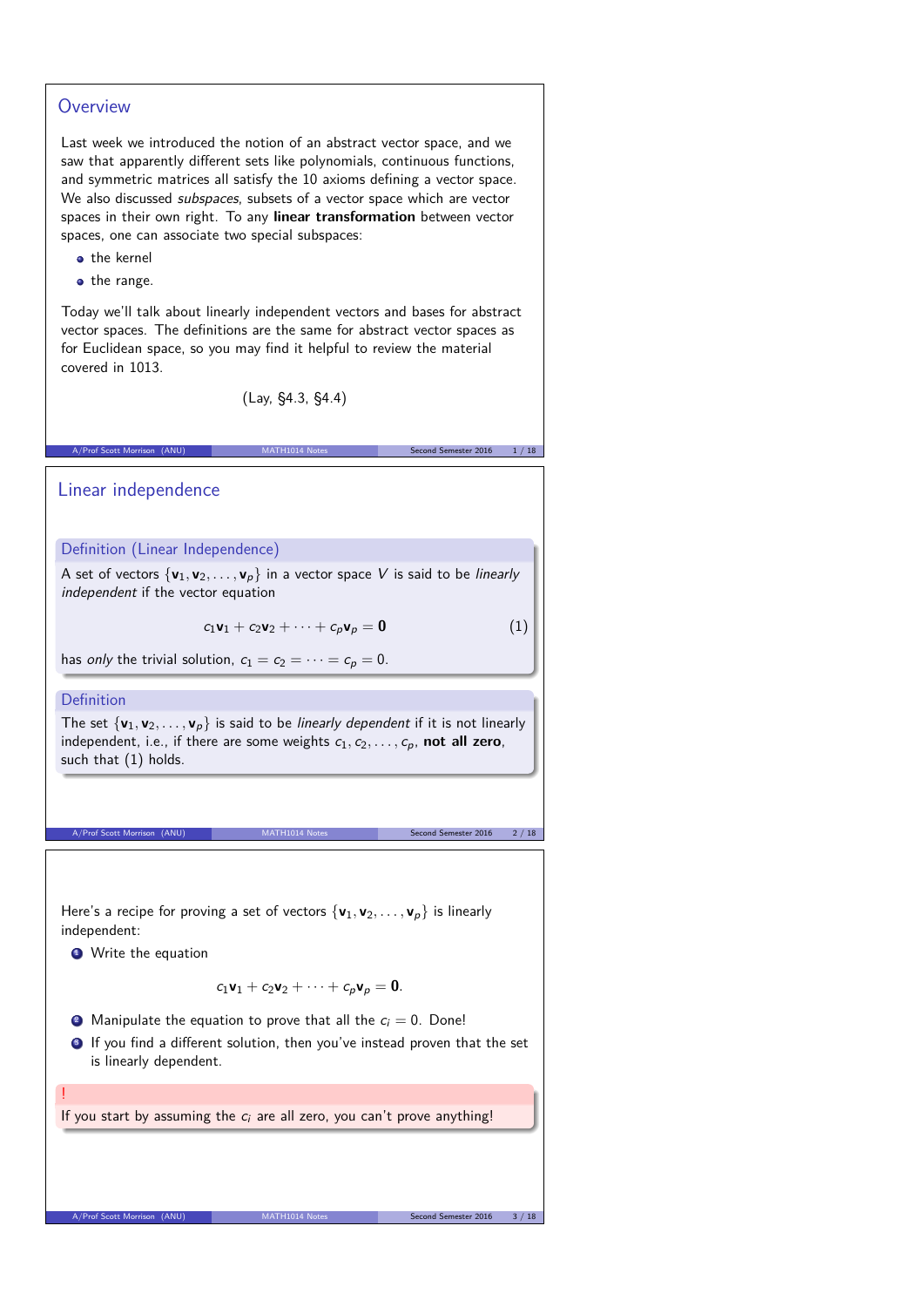## Overview

Last week we introduced the notion of an abstract vector space, and we saw that apparently different sets like polynomials, continuous functions, and symmetric matrices all satisfy the 10 axioms defining a vector space. We also discussed *subspaces*, subsets of a vector space which are vector spaces in their own right. To any **linear transformation** between vector spaces, one can associate two special subspaces:

- the kernel
- the range.

Today we'll talk about linearly independent vectors and bases for abstract vector spaces. The definitions are the same for abstract vector spaces as for Euclidean space, so you may find it helpful to review the material covered in 1013.

(Lay, §4.3, §4.4)

## Linear independence

### Definition (Linear Independence)

A set of vectors $\{\mathbf{v}_1, \mathbf{v}_2, \ldots, \mathbf{v}_p\}$ in a vector space $V$ is said to be *linearly independent* if the vector equation

$$c_1\mathbf{v}_1 + c_2\mathbf{v}_2 + \cdots + c_p\mathbf{v}_p = \mathbf{0} \qquad (1)$$

has *only* the trivial solution, $c_1 = c_2 = \cdots = c_p = 0$.

### Definition

The set $\{\mathbf{v}_1, \mathbf{v}_2, \ldots, \mathbf{v}_p\}$ is said to be *linearly dependent* if it is not linearly independent, i.e., if there are some weights $c_1, c_2, \ldots, c_p$, **not all zero**, such that (1) holds.

Here's a recipe for proving a set of vectors $\{\mathbf{v}_1, \mathbf{v}_2, \ldots, \mathbf{v}_p\}$ is linearly independent:

1. Write the equation
$$c_1\mathbf{v}_1 + c_2\mathbf{v}_2 + \cdots + c_p\mathbf{v}_p = \mathbf{0}.$$
2. Manipulate the equation to prove that all the $c_i = 0$. Done!
3. If you find a different solution, then you've instead proven that the set is linearly dependent.

**!**

If you start by assuming the $c_i$ are all zero, you can't prove anything!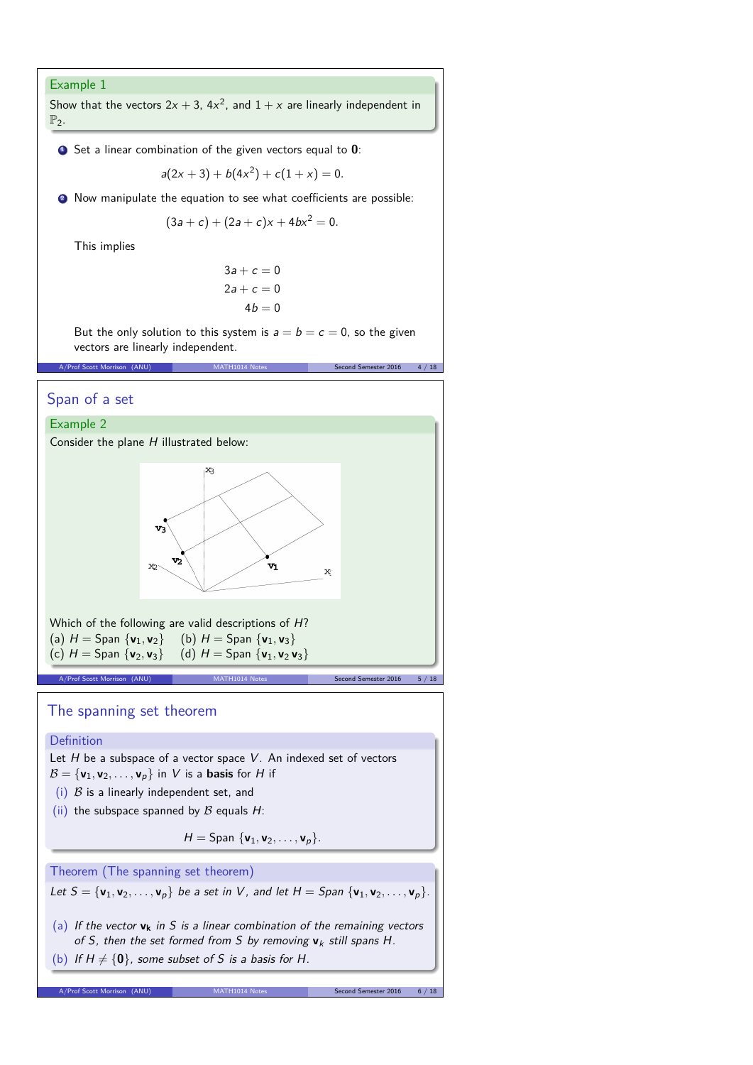## Example 1

Show that the vectors $2x+3$, $4x^2$, and $1+x$ are linearly independent in $\mathbb{P}_2$.

1. Set a linear combination of the given vectors equal to $\mathbf{0}$:

$$a(2x+3) + b(4x^2) + c(1+x) = 0.$$

2. Now manipulate the equation to see what coefficients are possible:

$$(3a+c) + (2a+c)x + 4bx^2 = 0.$$

This implies

$$\begin{aligned} 3a + c &= 0 \\ 2a + c &= 0 \\ 4b &= 0 \end{aligned}$$

But the only solution to this system is $a = b = c = 0$, so the given vectors are linearly independent.

# Span of a set

## Example 2

Consider the plane $H$ illustrated below:

Which of the following are valid descriptions of $H$?

(a) $H = \text{Span}\,\{\mathbf{v}_1, \mathbf{v}_2\}$ (b) $H = \text{Span}\,\{\mathbf{v}_1, \mathbf{v}_3\}$

(c) $H = \text{Span}\,\{\mathbf{v}_2, \mathbf{v}_3\}$ (d) $H = \text{Span}\,\{\mathbf{v}_1, \mathbf{v}_2\, \mathbf{v}_3\}$

# The spanning set theorem

## Definition

Let $H$ be a subspace of a vector space $V$. An indexed set of vectors $\mathcal{B} = \{\mathbf{v}_1, \mathbf{v}_2, \ldots, \mathbf{v}_p\}$ in $V$ is a **basis** for $H$ if

(i) $\mathcal{B}$ is a linearly independent set, and

(ii) the subspace spanned by $\mathcal{B}$ equals $H$:

$$H = \text{Span}\,\{\mathbf{v}_1, \mathbf{v}_2, \ldots, \mathbf{v}_p\}.$$

## Theorem (The spanning set theorem)

*Let $S = \{\mathbf{v}_1, \mathbf{v}_2, \ldots, \mathbf{v}_p\}$ be a set in $V$, and let $H = \text{Span}\,\{\mathbf{v}_1, \mathbf{v}_2, \ldots, \mathbf{v}_p\}$.*

(a) *If the vector $\mathbf{v_k}$ in $S$ is a linear combination of the remaining vectors of $S$, then the set formed from $S$ by removing $\mathbf{v}_k$ still spans $H$.*

(b) *If $H \neq \{\mathbf{0}\}$, some subset of $S$ is a basis for $H$.*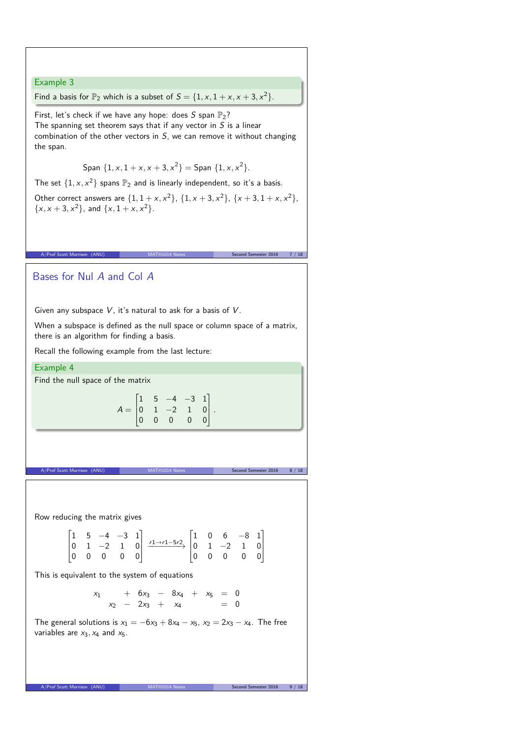### Example 3

Find a basis for $\mathbb{P}_2$ which is a subset of $S = \{1, x, 1+x, x+3, x^2\}$.

First, let's check if we have any hope: does $S$ span $\mathbb{P}_2$?
The spanning set theorem says that if any vector in $S$ is a linear combination of the other vectors in $S$, we can remove it without changing the span.

$$\text{Span}\ \{1, x, 1+x, x+3, x^2\} = \text{Span}\ \{1, x, x^2\}.$$

The set $\{1, x, x^2\}$ spans $\mathbb{P}_2$ and is linearly independent, so it's a basis.

Other correct answers are $\{1, 1+x, x^2\}$, $\{1, x+3, x^2\}$, $\{x+3, 1+x, x^2\}$, $\{x, x+3, x^2\}$, and $\{x, 1+x, x^2\}$.

## Bases for Nul $A$ and Col $A$

Given any subspace $V$, it's natural to ask for a basis of $V$.

When a subspace is defined as the null space or column space of a matrix, there is an algorithm for finding a basis.

Recall the following example from the last lecture:

### Example 4

Find the null space of the matrix

$$A = \begin{bmatrix} 1 & 5 & -4 & -3 & 1 \\ 0 & 1 & -2 & 1 & 0 \\ 0 & 0 & 0 & 0 & 0 \end{bmatrix}.$$

Row reducing the matrix gives

$$\begin{bmatrix} 1 & 5 & -4 & -3 & 1 \\ 0 & 1 & -2 & 1 & 0 \\ 0 & 0 & 0 & 0 & 0 \end{bmatrix} \xrightarrow{r1 \to r1 - 5r2} \begin{bmatrix} 1 & 0 & 6 & -8 & 1 \\ 0 & 1 & -2 & 1 & 0 \\ 0 & 0 & 0 & 0 & 0 \end{bmatrix}$$

This is equivalent to the system of equations

$$\begin{aligned} x_1 \quad\quad + 6x_3 - 8x_4 + x_5 &= 0 \\ x_2 - 2x_3 + x_4 \quad\quad &= 0 \end{aligned}$$

The general solutions is $x_1 = -6x_3 + 8x_4 - x_5$, $x_2 = 2x_3 - x_4$. The free variables are $x_3, x_4$ and $x_5$.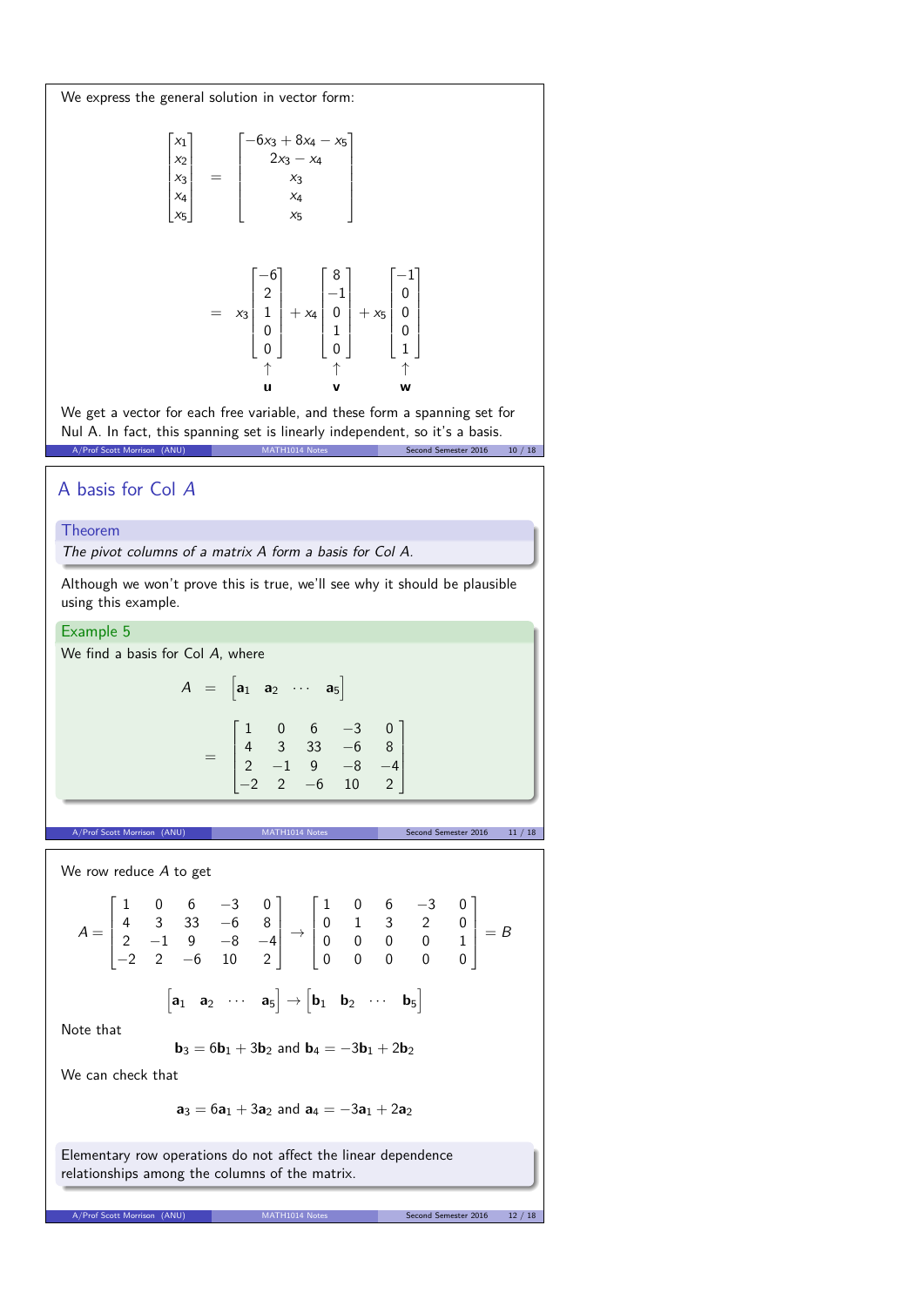We express the general solution in vector form:

$$\begin{bmatrix} x_1 \\ x_2 \\ x_3 \\ x_4 \\ x_5 \end{bmatrix} = \begin{bmatrix} -6x_3 + 8x_4 - x_5 \\ 2x_3 - x_4 \\ x_3 \\ x_4 \\ x_5 \end{bmatrix}$$

$$= x_3 \underbrace{\begin{bmatrix} -6 \\ 2 \\ 1 \\ 0 \\ 0 \end{bmatrix}}_{\mathbf{u}} + x_4 \underbrace{\begin{bmatrix} 8 \\ -1 \\ 0 \\ 1 \\ 0 \end{bmatrix}}_{\mathbf{v}} + x_5 \underbrace{\begin{bmatrix} -1 \\ 0 \\ 0 \\ 0 \\ 1 \end{bmatrix}}_{\mathbf{w}}$$

We get a vector for each free variable, and these form a spanning set for Nul A. In fact, this spanning set is linearly independent, so it's a basis.

## A basis for Col $A$

**Theorem**

*The pivot columns of a matrix A form a basis for Col A.*

Although we won't prove this is true, we'll see why it should be plausible using this example.

**Example 5**

We find a basis for Col $A$, where

$$A = \begin{bmatrix} \mathbf{a}_1 & \mathbf{a}_2 & \cdots & \mathbf{a}_5 \end{bmatrix} = \begin{bmatrix} 1 & 0 & 6 & -3 & 0 \\ 4 & 3 & 33 & -6 & 8 \\ 2 & -1 & 9 & -8 & -4 \\ -2 & 2 & -6 & 10 & 2 \end{bmatrix}$$

We row reduce $A$ to get

$$A = \begin{bmatrix} 1 & 0 & 6 & -3 & 0 \\ 4 & 3 & 33 & -6 & 8 \\ 2 & -1 & 9 & -8 & -4 \\ -2 & 2 & -6 & 10 & 2 \end{bmatrix} \to \begin{bmatrix} 1 & 0 & 6 & -3 & 0 \\ 0 & 1 & 3 & 2 & 0 \\ 0 & 0 & 0 & 0 & 1 \\ 0 & 0 & 0 & 0 & 0 \end{bmatrix} = B$$

$$\begin{bmatrix} \mathbf{a}_1 & \mathbf{a}_2 & \cdots & \mathbf{a}_5 \end{bmatrix} \to \begin{bmatrix} \mathbf{b}_1 & \mathbf{b}_2 & \cdots & \mathbf{b}_5 \end{bmatrix}$$

Note that

$$\mathbf{b}_3 = 6\mathbf{b}_1 + 3\mathbf{b}_2 \text{ and } \mathbf{b}_4 = -3\mathbf{b}_1 + 2\mathbf{b}_2$$

We can check that

$$\mathbf{a}_3 = 6\mathbf{a}_1 + 3\mathbf{a}_2 \text{ and } \mathbf{a}_4 = -3\mathbf{a}_1 + 2\mathbf{a}_2$$

Elementary row operations do not affect the linear dependence relationships among the columns of the matrix.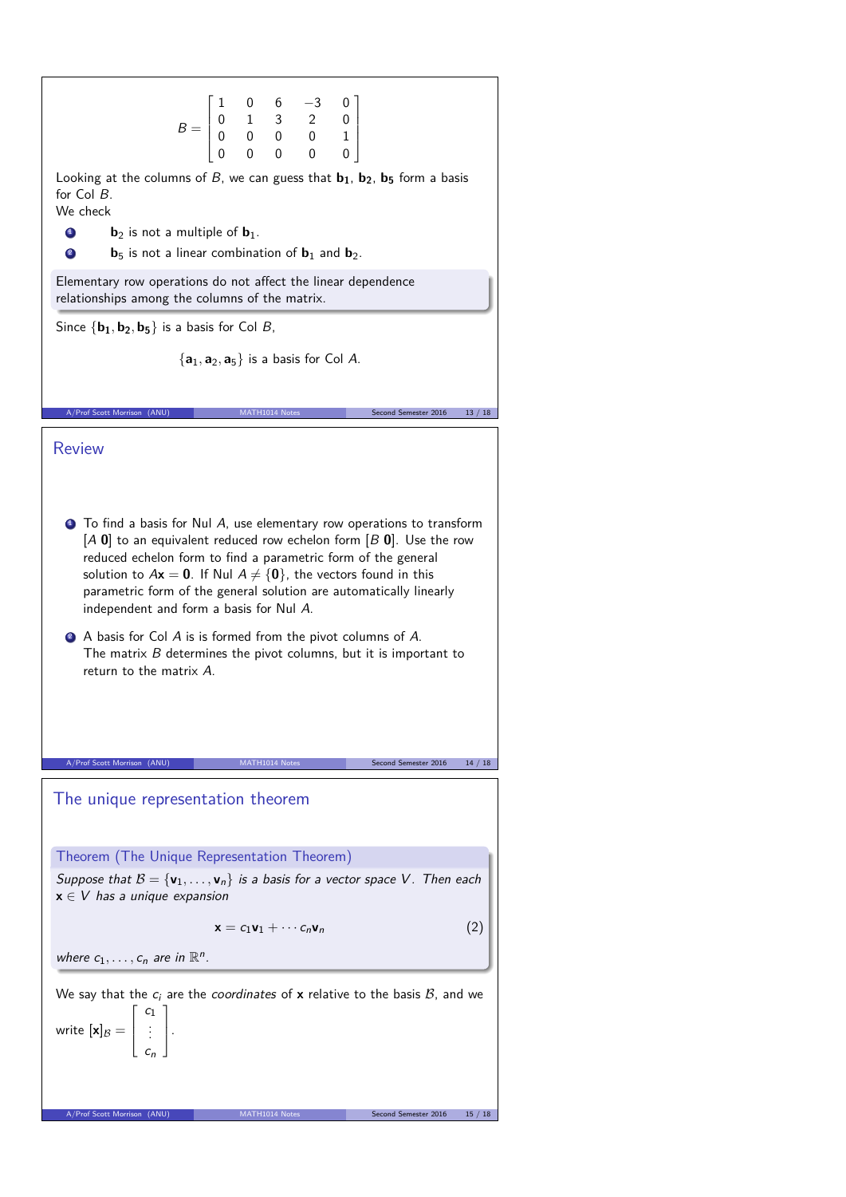$$B = \begin{bmatrix} 1 & 0 & 6 & -3 & 0 \\ 0 & 1 & 3 & 2 & 0 \\ 0 & 0 & 0 & 0 & 1 \\ 0 & 0 & 0 & 0 & 0 \end{bmatrix}$$

Looking at the columns of $B$, we can guess that $\mathbf{b_1}$, $\mathbf{b_2}$, $\mathbf{b_5}$ form a basis for Col $B$.

We check

1. $\mathbf{b}_2$ is not a multiple of $\mathbf{b}_1$.
2. $\mathbf{b}_5$ is not a linear combination of $\mathbf{b}_1$ and $\mathbf{b}_2$.

Elementary row operations do not affect the linear dependence relationships among the columns of the matrix.

Since $\{\mathbf{b_1}, \mathbf{b_2}, \mathbf{b_5}\}$ is a basis for Col $B$,

$$\{\mathbf{a_1}, \mathbf{a_2}, \mathbf{a_5}\} \text{ is a basis for Col } A.$$

## Review

1. To find a basis for Nul $A$, use elementary row operations to transform $[A\ \mathbf{0}]$ to an equivalent reduced row echelon form $[B\ \mathbf{0}]$. Use the row reduced echelon form to find a parametric form of the general solution to $A\mathbf{x} = \mathbf{0}$. If Nul $A \neq \{\mathbf{0}\}$, the vectors found in this parametric form of the general solution are automatically linearly independent and form a basis for Nul $A$.
2. A basis for Col $A$ is is formed from the pivot columns of $A$. The matrix $B$ determines the pivot columns, but it is important to return to the matrix $A$.

## The unique representation theorem

**Theorem (The Unique Representation Theorem)**

*Suppose that $\mathcal{B} = \{\mathbf{v}_1, \ldots, \mathbf{v}_n\}$ is a basis for a vector space $V$. Then each $\mathbf{x} \in V$ has a unique expansion*

$$\mathbf{x} = c_1\mathbf{v}_1 + \cdots c_n\mathbf{v}_n \tag{2}$$

*where $c_1, \ldots, c_n$ are in $\mathbb{R}^n$.*

We say that the $c_i$ are the *coordinates* of $\mathbf{x}$ relative to the basis $\mathcal{B}$, and we write $[\mathbf{x}]_{\mathcal{B}} = \begin{bmatrix} c_1 \\ \vdots \\ c_n \end{bmatrix}$.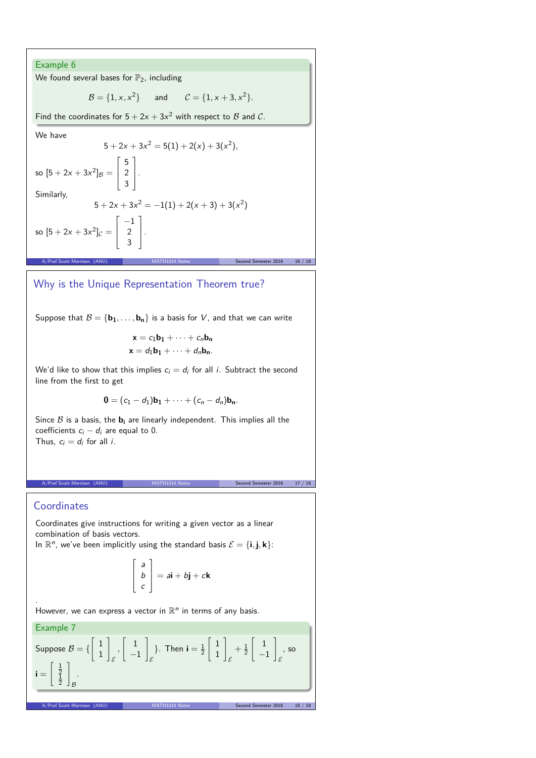### Example 6

We found several bases for $\mathbb{P}_2$, including

$$\mathcal{B} = \{1, x, x^2\} \quad \text{and} \quad \mathcal{C} = \{1, x+3, x^2\}.$$

Find the coordinates for $5 + 2x + 3x^2$ with respect to $\mathcal{B}$ and $\mathcal{C}$.

We have

$$5 + 2x + 3x^2 = 5(1) + 2(x) + 3(x^2),$$

so $[5 + 2x + 3x^2]_{\mathcal{B}} = \begin{bmatrix} 5 \\ 2 \\ 3 \end{bmatrix}$.

Similarly,

$$5 + 2x + 3x^2 = -1(1) + 2(x+3) + 3(x^2)$$

so $[5 + 2x + 3x^2]_{\mathcal{C}} = \begin{bmatrix} -1 \\ 2 \\ 3 \end{bmatrix}$.

## Why is the Unique Representation Theorem true?

Suppose that $\mathcal{B} = \{\mathbf{b_1}, \ldots, \mathbf{b_n}\}$ is a basis for $V$, and that we can write

$$\mathbf{x} = c_1\mathbf{b_1} + \cdots + c_n\mathbf{b_n}$$
$$\mathbf{x} = d_1\mathbf{b_1} + \cdots + d_n\mathbf{b_n}.$$

We'd like to show that this implies $c_i = d_i$ for all $i$. Subtract the second line from the first to get

$$\mathbf{0} = (c_1 - d_1)\mathbf{b_1} + \cdots + (c_n - d_n)\mathbf{b_n}.$$

Since $\mathcal{B}$ is a basis, the $\mathbf{b_i}$ are linearly independent. This implies all the coefficients $c_i - d_i$ are equal to 0.
Thus, $c_i = d_i$ for all $i$.

## Coordinates

Coordinates give instructions for writing a given vector as a linear combination of basis vectors.
In $\mathbb{R}^n$, we've been implicitly using the standard basis $\mathcal{E} = \{\mathbf{i}, \mathbf{j}, \mathbf{k}\}$:

$$\begin{bmatrix} a \\ b \\ c \end{bmatrix} = a\mathbf{i} + b\mathbf{j} + c\mathbf{k}$$

.
However, we can express a vector in $\mathbb{R}^n$ in terms of any basis.

### Example 7

Suppose $\mathcal{B} = \left\{ \begin{bmatrix} 1 \\ 1 \end{bmatrix}_{\mathcal{E}}, \begin{bmatrix} 1 \\ -1 \end{bmatrix}_{\mathcal{E}} \right\}$. Then $\mathbf{i} = \frac{1}{2}\begin{bmatrix} 1 \\ 1 \end{bmatrix}_{\mathcal{E}} + \frac{1}{2}\begin{bmatrix} 1 \\ -1 \end{bmatrix}_{\mathcal{E}}$, so $\mathbf{i} = \begin{bmatrix} \frac{1}{2} \\ \frac{1}{2} \end{bmatrix}_{\mathcal{B}}$.